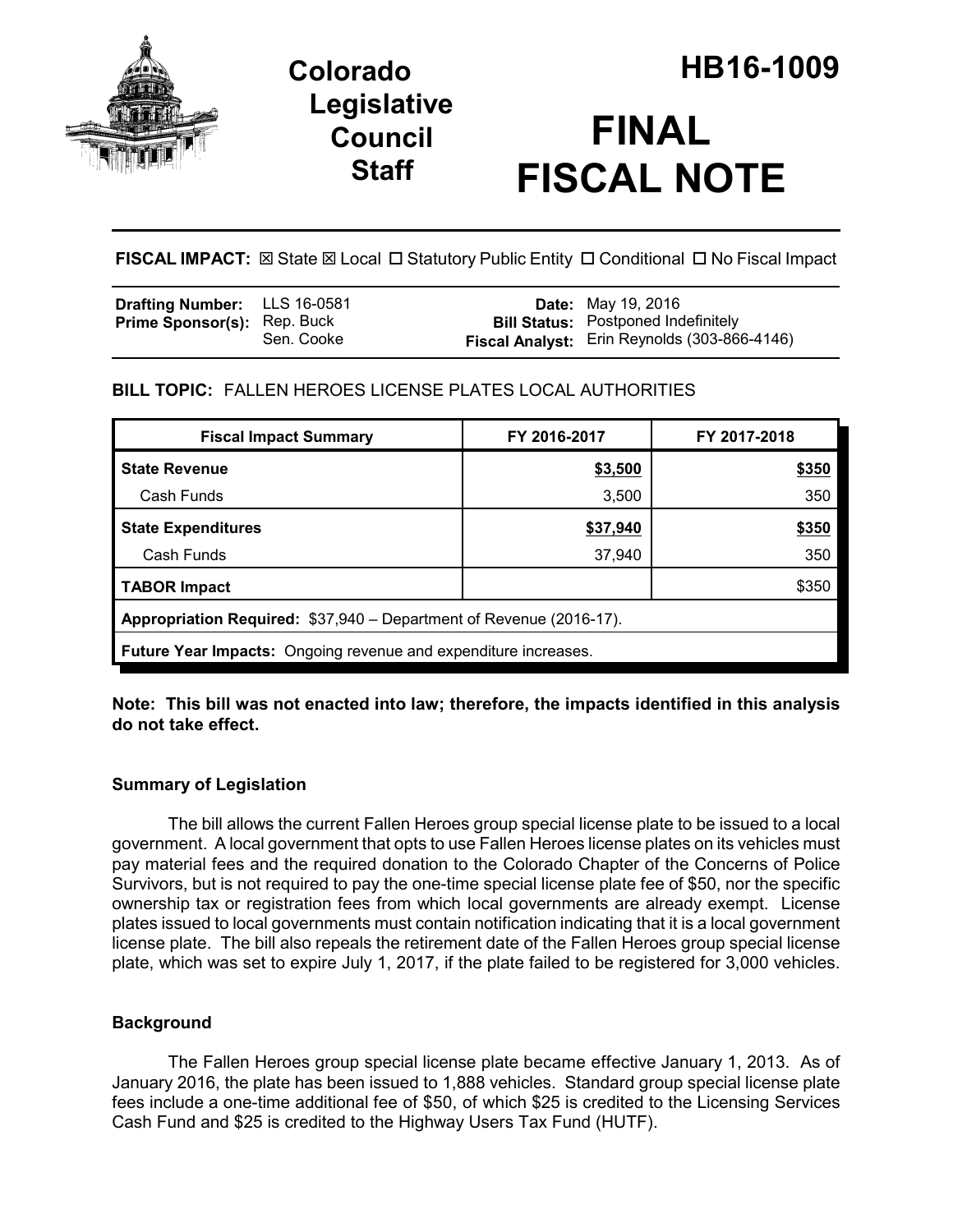# Colorado Legislative Council Staff

# HB16-1009

# FINAL FISCAL NOTE

**FISCAL IMPACT:** ☒ State ☒ Local ☐ Statutory Public Entity ☐ Conditional ☐ No Fiscal Impact

| | | | |
|---|---|---|---|
| **Drafting Number:** | LLS 16-0581 | **Date:** | May 19, 2016 |
| **Prime Sponsor(s):** | Rep. Buck<br>Sen. Cooke | **Bill Status:** | Postponed Indefinitely |
| | | **Fiscal Analyst:** | Erin Reynolds (303-866-4146) |

**BILL TOPIC:** FALLEN HEROES LICENSE PLATES LOCAL AUTHORITIES

| Fiscal Impact Summary | FY 2016-2017 | FY 2017-2018 |
|---|---|---|
| **State Revenue** | <u>$3,500</u> | <u>$350</u> |
| Cash Funds | 3,500 | 350 |
| **State Expenditures** | <u>$37,940</u> | <u>$350</u> |
| Cash Funds | 37,940 | 350 |
| **TABOR Impact** | | $350 |
| **Appropriation Required:** $37,940 – Department of Revenue (2016-17). | | |
| **Future Year Impacts:** Ongoing revenue and expenditure increases. | | |

**Note: This bill was not enacted into law; therefore, the impacts identified in this analysis do not take effect.**

### Summary of Legislation

The bill allows the current Fallen Heroes group special license plate to be issued to a local government. A local government that opts to use Fallen Heroes license plates on its vehicles must pay material fees and the required donation to the Colorado Chapter of the Concerns of Police Survivors, but is not required to pay the one-time special license plate fee of $50, nor the specific ownership tax or registration fees from which local governments are already exempt. License plates issued to local governments must contain notification indicating that it is a local government license plate. The bill also repeals the retirement date of the Fallen Heroes group special license plate, which was set to expire July 1, 2017, if the plate failed to be registered for 3,000 vehicles.

### Background

The Fallen Heroes group special license plate became effective January 1, 2013. As of January 2016, the plate has been issued to 1,888 vehicles. Standard group special license plate fees include a one-time additional fee of $50, of which $25 is credited to the Licensing Services Cash Fund and $25 is credited to the Highway Users Tax Fund (HUTF).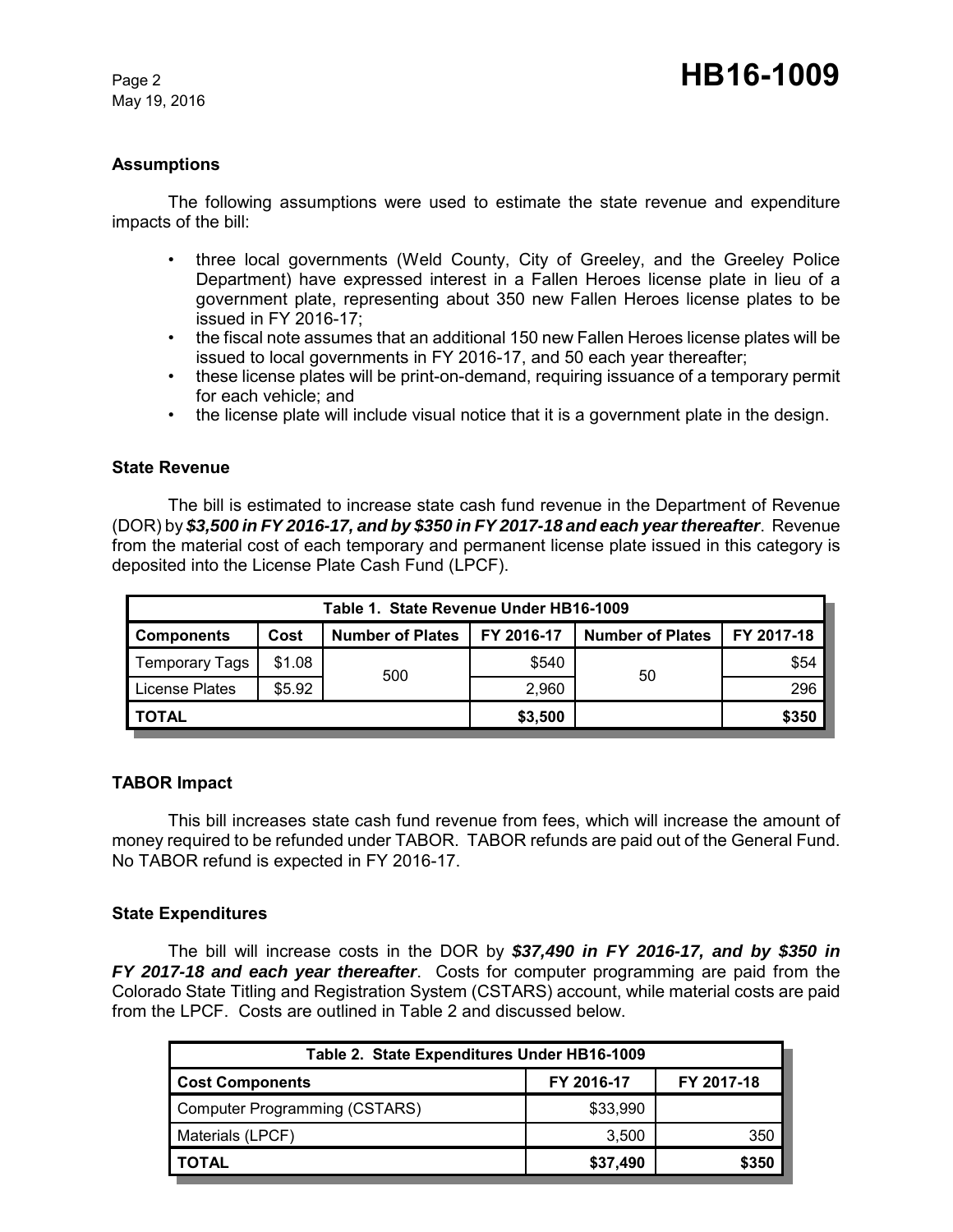### Assumptions

The following assumptions were used to estimate the state revenue and expenditure impacts of the bill:

- three local governments (Weld County, City of Greeley, and the Greeley Police Department) have expressed interest in a Fallen Heroes license plate in lieu of a government plate, representing about 350 new Fallen Heroes license plates to be issued in FY 2016-17;
- the fiscal note assumes that an additional 150 new Fallen Heroes license plates will be issued to local governments in FY 2016-17, and 50 each year thereafter;
- these license plates will be print-on-demand, requiring issuance of a temporary permit for each vehicle; and
- the license plate will include visual notice that it is a government plate in the design.

### State Revenue

The bill is estimated to increase state cash fund revenue in the Department of Revenue (DOR) by ***$3,500 in FY 2016-17, and by $350 in FY 2017-18 and each year thereafter***. Revenue from the material cost of each temporary and permanent license plate issued in this category is deposited into the License Plate Cash Fund (LPCF).

| Table 1. State Revenue Under HB16-1009 | | | | | |
|---|---|---|---|---|---|
| **Components** | **Cost** | **Number of Plates** | **FY 2016-17** | **Number of Plates** | **FY 2017-18** |
| Temporary Tags | $1.08 | 500 | $540 | 50 | $54 |
| License Plates | $5.92 | | 2,960 | | 296 |
| **TOTAL** | | | **$3,500** | | **$350** |

### TABOR Impact

This bill increases state cash fund revenue from fees, which will increase the amount of money required to be refunded under TABOR. TABOR refunds are paid out of the General Fund. No TABOR refund is expected in FY 2016-17.

### State Expenditures

The bill will increase costs in the DOR by ***$37,490 in FY 2016-17, and by $350 in FY 2017-18 and each year thereafter***. Costs for computer programming are paid from the Colorado State Titling and Registration System (CSTARS) account, while material costs are paid from the LPCF. Costs are outlined in Table 2 and discussed below.

| Table 2. State Expenditures Under HB16-1009 | | |
|---|---|---|
| **Cost Components** | **FY 2016-17** | **FY 2017-18** |
| Computer Programming (CSTARS) | $33,990 | |
| Materials (LPCF) | 3,500 | 350 |
| **TOTAL** | **$37,490** | **$350** |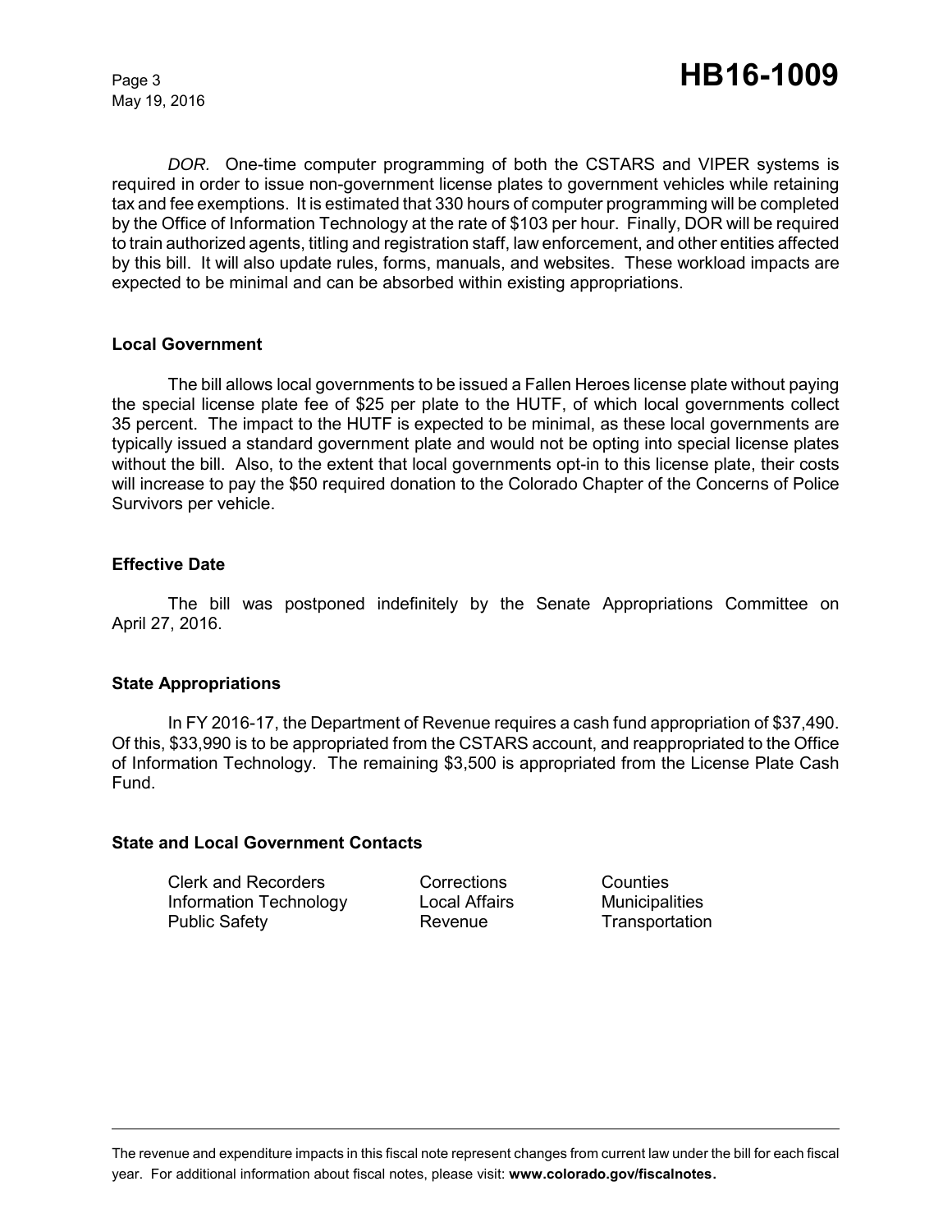*DOR.* One-time computer programming of both the CSTARS and VIPER systems is required in order to issue non-government license plates to government vehicles while retaining tax and fee exemptions. It is estimated that 330 hours of computer programming will be completed by the Office of Information Technology at the rate of $103 per hour. Finally, DOR will be required to train authorized agents, titling and registration staff, law enforcement, and other entities affected by this bill. It will also update rules, forms, manuals, and websites. These workload impacts are expected to be minimal and can be absorbed within existing appropriations.

### Local Government

The bill allows local governments to be issued a Fallen Heroes license plate without paying the special license plate fee of $25 per plate to the HUTF, of which local governments collect 35 percent. The impact to the HUTF is expected to be minimal, as these local governments are typically issued a standard government plate and would not be opting into special license plates without the bill. Also, to the extent that local governments opt-in to this license plate, their costs will increase to pay the $50 required donation to the Colorado Chapter of the Concerns of Police Survivors per vehicle.

### Effective Date

The bill was postponed indefinitely by the Senate Appropriations Committee on April 27, 2016.

### State Appropriations

In FY 2016-17, the Department of Revenue requires a cash fund appropriation of $37,490. Of this, $33,990 is to be appropriated from the CSTARS account, and reappropriated to the Office of Information Technology. The remaining $3,500 is appropriated from the License Plate Cash Fund.

### State and Local Government Contacts

| | | |
|---|---|---|
| Clerk and Recorders | Corrections | Counties |
| Information Technology | Local Affairs | Municipalities |
| Public Safety | Revenue | Transportation |

The revenue and expenditure impacts in this fiscal note represent changes from current law under the bill for each fiscal year. For additional information about fiscal notes, please visit: **www.colorado.gov/fiscalnotes.**